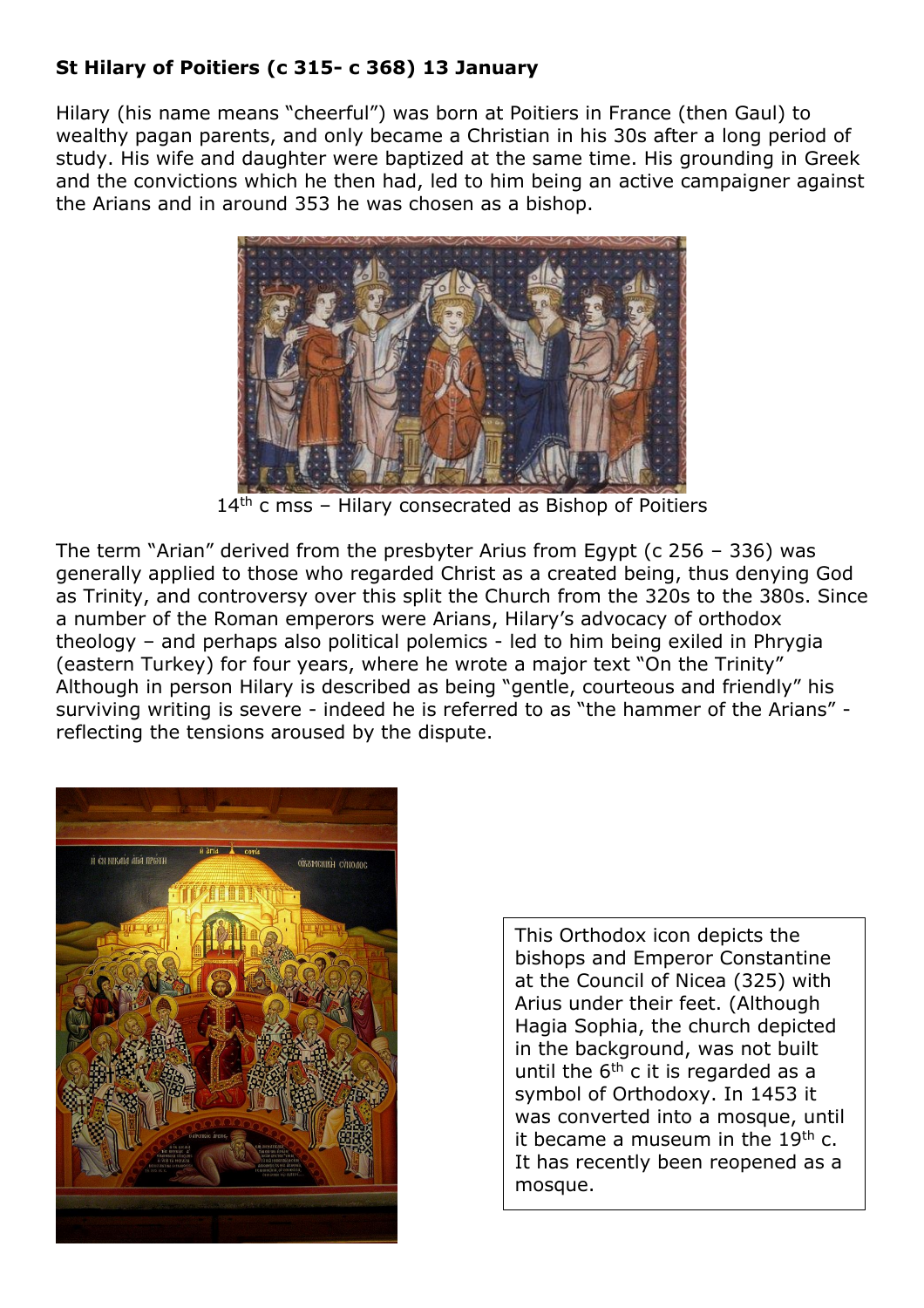**St Hilary of Poitiers (c 315- c 368) 13 January**

Hilary (his name means "cheerful") was born at Poitiers in France (then Gaul) to wealthy pagan parents, and only became a Christian in his 30s after a long period of study. His wife and daughter were baptized at the same time. His grounding in Greek and the convictions which he then had, led to him being an active campaigner against the Arians and in around 353 he was chosen as a bishop.

14th c mss – Hilary consecrated as Bishop of Poitiers

The term "Arian" derived from the presbyter Arius from Egypt (c 256 – 336) was generally applied to those who regarded Christ as a created being, thus denying God as Trinity, and controversy over this split the Church from the 320s to the 380s. Since a number of the Roman emperors were Arians, Hilary's advocacy of orthodox theology – and perhaps also political polemics - led to him being exiled in Phrygia (eastern Turkey) for four years, where he wrote a major text "On the Trinity" Although in person Hilary is described as being "gentle, courteous and friendly" his surviving writing is severe - indeed he is referred to as "the hammer of the Arians" - reflecting the tensions aroused by the dispute.

This Orthodox icon depicts the bishops and Emperor Constantine at the Council of Nicea (325) with Arius under their feet. (Although Hagia Sophia, the church depicted in the background, was not built until the 6th c it is regarded as a symbol of Orthodoxy. In 1453 it was converted into a mosque, until it became a museum in the 19th c. It has recently been reopened as a mosque.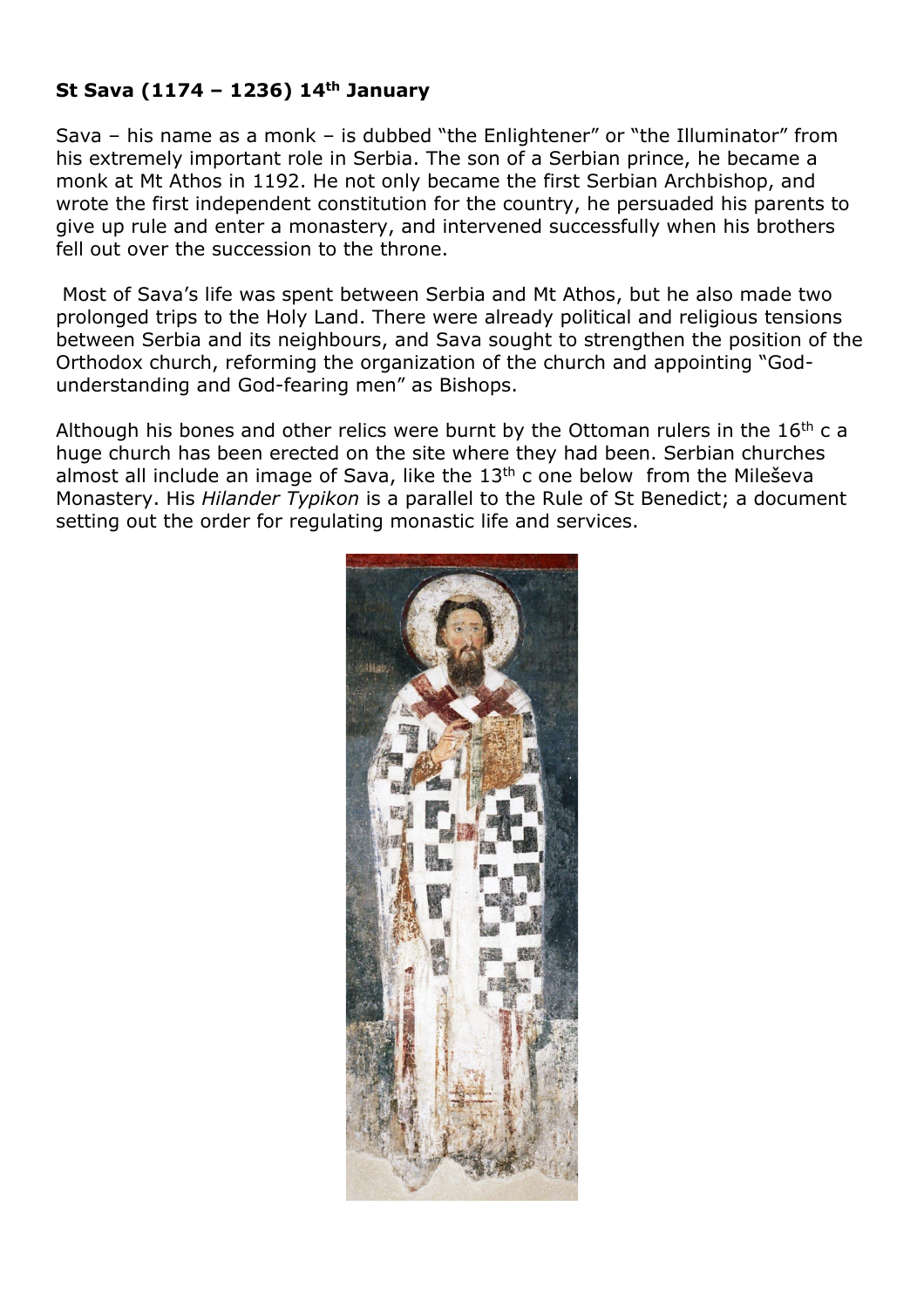**St Sava (1174 – 1236) 14th January**

Sava – his name as a monk – is dubbed "the Enlightener" or "the Illuminator" from his extremely important role in Serbia. The son of a Serbian prince, he became a monk at Mt Athos in 1192. He not only became the first Serbian Archbishop, and wrote the first independent constitution for the country, he persuaded his parents to give up rule and enter a monastery, and intervened successfully when his brothers fell out over the succession to the throne.

Most of Sava's life was spent between Serbia and Mt Athos, but he also made two prolonged trips to the Holy Land. There were already political and religious tensions between Serbia and its neighbours, and Sava sought to strengthen the position of the Orthodox church, reforming the organization of the church and appointing "God-understanding and God-fearing men" as Bishops.

Although his bones and other relics were burnt by the Ottoman rulers in the 16th c a huge church has been erected on the site where they had been. Serbian churches almost all include an image of Sava, like the 13th c one below from the Mileševa Monastery. His *Hilander Typikon* is a parallel to the Rule of St Benedict; a document setting out the order for regulating monastic life and services.